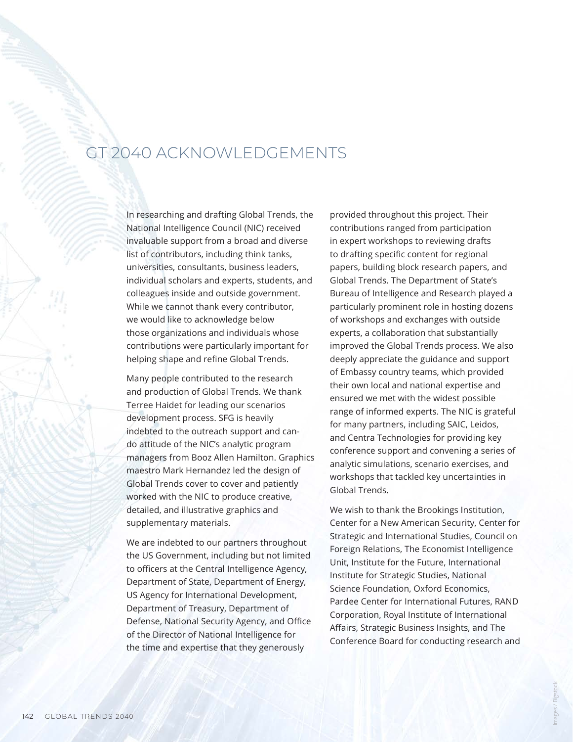# GT 2040 ACKNOWLEDGEMENTS

In researching and drafting Global Trends, the National Intelligence Council (NIC) received invaluable support from a broad and diverse list of contributors, including think tanks, universities, consultants, business leaders, individual scholars and experts, students, and colleagues inside and outside government. While we cannot thank every contributor, we would like to acknowledge below those organizations and individuals whose contributions were particularly important for helping shape and refine Global Trends.

Many people contributed to the research and production of Global Trends. We thank Terree Haidet for leading our scenarios development process. SFG is heavily indebted to the outreach support and can-do attitude of the NIC's analytic program managers from Booz Allen Hamilton. Graphics maestro Mark Hernandez led the design of Global Trends cover to cover and patiently worked with the NIC to produce creative, detailed, and illustrative graphics and supplementary materials.

We are indebted to our partners throughout the US Government, including but not limited to officers at the Central Intelligence Agency, Department of State, Department of Energy, US Agency for International Development, Department of Treasury, Department of Defense, National Security Agency, and Office of the Director of National Intelligence for the time and expertise that they generously provided throughout this project. Their contributions ranged from participation in expert workshops to reviewing drafts to drafting specific content for regional papers, building block research papers, and Global Trends. The Department of State's Bureau of Intelligence and Research played a particularly prominent role in hosting dozens of workshops and exchanges with outside experts, a collaboration that substantially improved the Global Trends process. We also deeply appreciate the guidance and support of Embassy country teams, which provided their own local and national expertise and ensured we met with the widest possible range of informed experts. The NIC is grateful for many partners, including SAIC, Leidos, and Centra Technologies for providing key conference support and convening a series of analytic simulations, scenario exercises, and workshops that tackled key uncertainties in Global Trends.

We wish to thank the Brookings Institution, Center for a New American Security, Center for Strategic and International Studies, Council on Foreign Relations, The Economist Intelligence Unit, Institute for the Future, International Institute for Strategic Studies, National Science Foundation, Oxford Economics, Pardee Center for International Futures, RAND Corporation, Royal Institute of International Affairs, Strategic Business Insights, and The Conference Board for conducting research and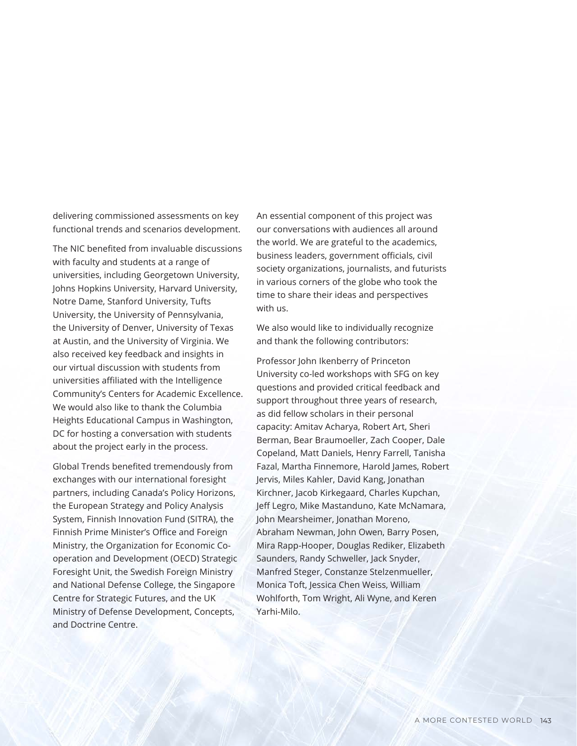delivering commissioned assessments on key functional trends and scenarios development.

The NIC benefited from invaluable discussions with faculty and students at a range of universities, including Georgetown University, Johns Hopkins University, Harvard University, Notre Dame, Stanford University, Tufts University, the University of Pennsylvania, the University of Denver, University of Texas at Austin, and the University of Virginia. We also received key feedback and insights in our virtual discussion with students from universities affiliated with the Intelligence Community's Centers for Academic Excellence. We would also like to thank the Columbia Heights Educational Campus in Washington, DC for hosting a conversation with students about the project early in the process.

Global Trends benefited tremendously from exchanges with our international foresight partners, including Canada's Policy Horizons, the European Strategy and Policy Analysis System, Finnish Innovation Fund (SITRA), the Finnish Prime Minister's Office and Foreign Ministry, the Organization for Economic Co-operation and Development (OECD) Strategic Foresight Unit, the Swedish Foreign Ministry and National Defense College, the Singapore Centre for Strategic Futures, and the UK Ministry of Defense Development, Concepts, and Doctrine Centre.

An essential component of this project was our conversations with audiences all around the world. We are grateful to the academics, business leaders, government officials, civil society organizations, journalists, and futurists in various corners of the globe who took the time to share their ideas and perspectives with us.

We also would like to individually recognize and thank the following contributors:

Professor John Ikenberry of Princeton University co-led workshops with SFG on key questions and provided critical feedback and support throughout three years of research, as did fellow scholars in their personal capacity: Amitav Acharya, Robert Art, Sheri Berman, Bear Braumoeller, Zach Cooper, Dale Copeland, Matt Daniels, Henry Farrell, Tanisha Fazal, Martha Finnemore, Harold James, Robert Jervis, Miles Kahler, David Kang, Jonathan Kirchner, Jacob Kirkegaard, Charles Kupchan, Jeff Legro, Mike Mastanduno, Kate McNamara, John Mearsheimer, Jonathan Moreno, Abraham Newman, John Owen, Barry Posen, Mira Rapp-Hooper, Douglas Rediker, Elizabeth Saunders, Randy Schweller, Jack Snyder, Manfred Steger, Constanze Stelzenmueller, Monica Toft, Jessica Chen Weiss, William Wohlforth, Tom Wright, Ali Wyne, and Keren Yarhi-Milo.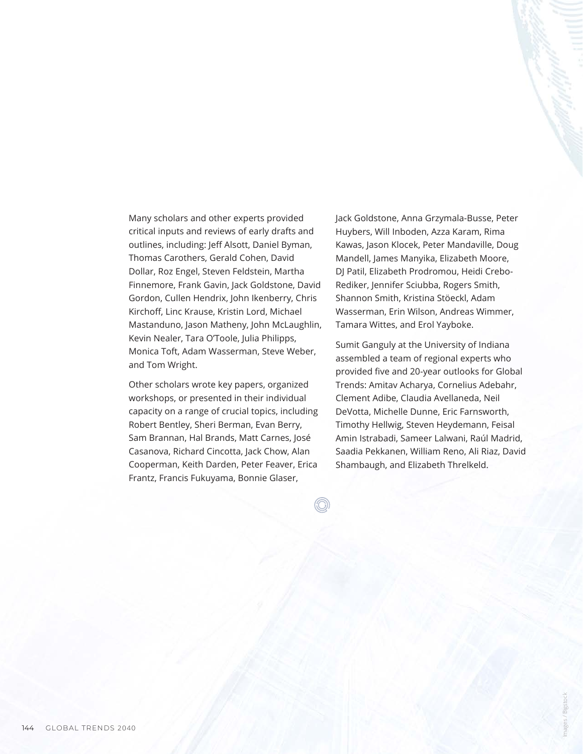Many scholars and other experts provided critical inputs and reviews of early drafts and outlines, including: Jeff Alsott, Daniel Byman, Thomas Carothers, Gerald Cohen, David Dollar, Roz Engel, Steven Feldstein, Martha Finnemore, Frank Gavin, Jack Goldstone, David Gordon, Cullen Hendrix, John Ikenberry, Chris Kirchoff, Linc Krause, Kristin Lord, Michael Mastanduno, Jason Matheny, John McLaughlin, Kevin Nealer, Tara O'Toole, Julia Philipps, Monica Toft, Adam Wasserman, Steve Weber, and Tom Wright.

Other scholars wrote key papers, organized workshops, or presented in their individual capacity on a range of crucial topics, including Robert Bentley, Sheri Berman, Evan Berry, Sam Brannan, Hal Brands, Matt Carnes, José Casanova, Richard Cincotta, Jack Chow, Alan Cooperman, Keith Darden, Peter Feaver, Erica Frantz, Francis Fukuyama, Bonnie Glaser, Jack Goldstone, Anna Grzymala-Busse, Peter Huybers, Will Inboden, Azza Karam, Rima Kawas, Jason Klocek, Peter Mandaville, Doug Mandell, James Manyika, Elizabeth Moore, DJ Patil, Elizabeth Prodromou, Heidi Crebo-Rediker, Jennifer Sciubba, Rogers Smith, Shannon Smith, Kristina Stöeckl, Adam Wasserman, Erin Wilson, Andreas Wimmer, Tamara Wittes, and Erol Yayboke.

Sumit Ganguly at the University of Indiana assembled a team of regional experts who provided five and 20-year outlooks for Global Trends: Amitav Acharya, Cornelius Adebahr, Clement Adibe, Claudia Avellaneda, Neil DeVotta, Michelle Dunne, Eric Farnsworth, Timothy Hellwig, Steven Heydemann, Feisal Amin Istrabadi, Sameer Lalwani, Raúl Madrid, Saadia Pekkanen, William Reno, Ali Riaz, David Shambaugh, and Elizabeth Threlkeld.

Images / Bigstock